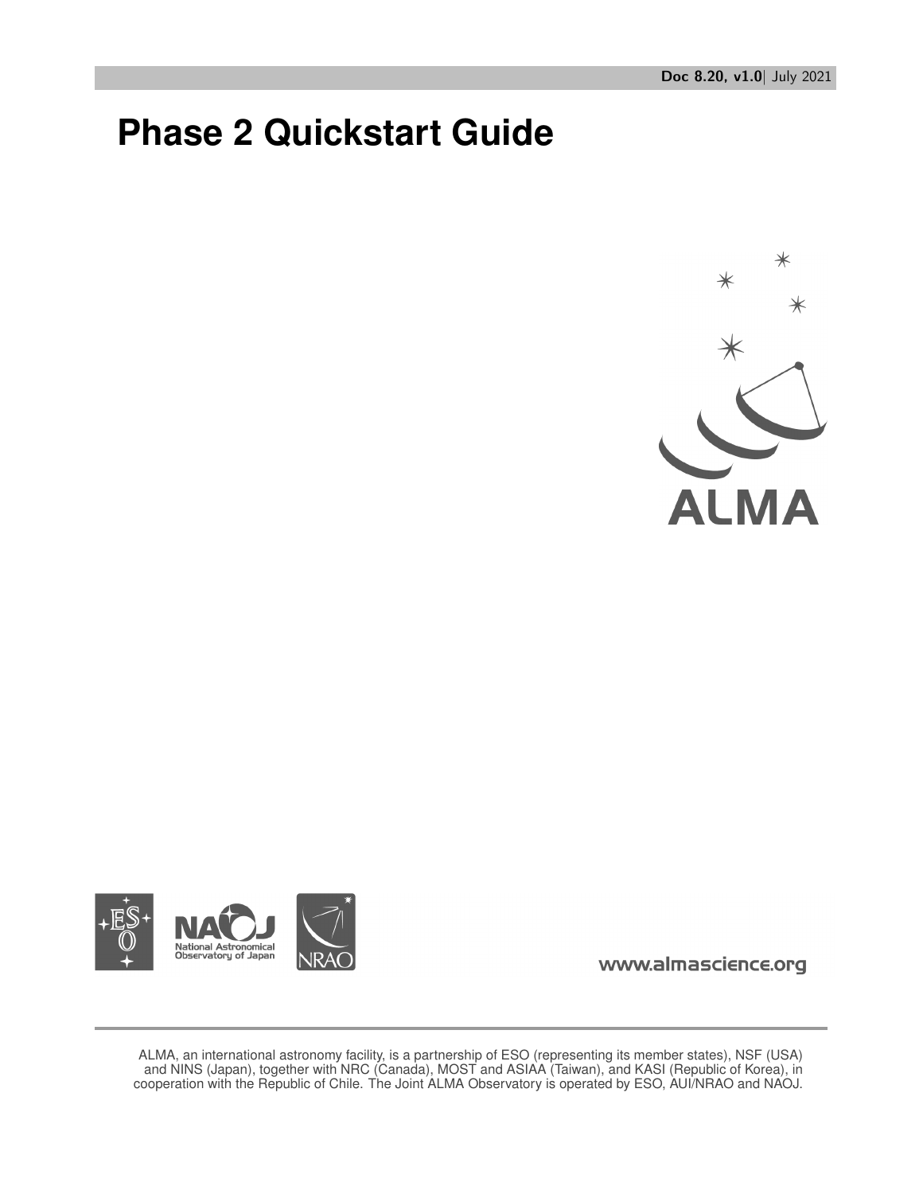Doc 8.20, v1.0 | July 2021

# Phase 2 Quickstart Guide

ALMA

National Astronomical Observatory of Japan

NRAO

www.almascience.org

ALMA, an international astronomy facility, is a partnership of ESO (representing its member states), NSF (USA) and NINS (Japan), together with NRC (Canada), MOST and ASIAA (Taiwan), and KASI (Republic of Korea), in cooperation with the Republic of Chile. The Joint ALMA Observatory is operated by ESO, AUI/NRAO and NAOJ.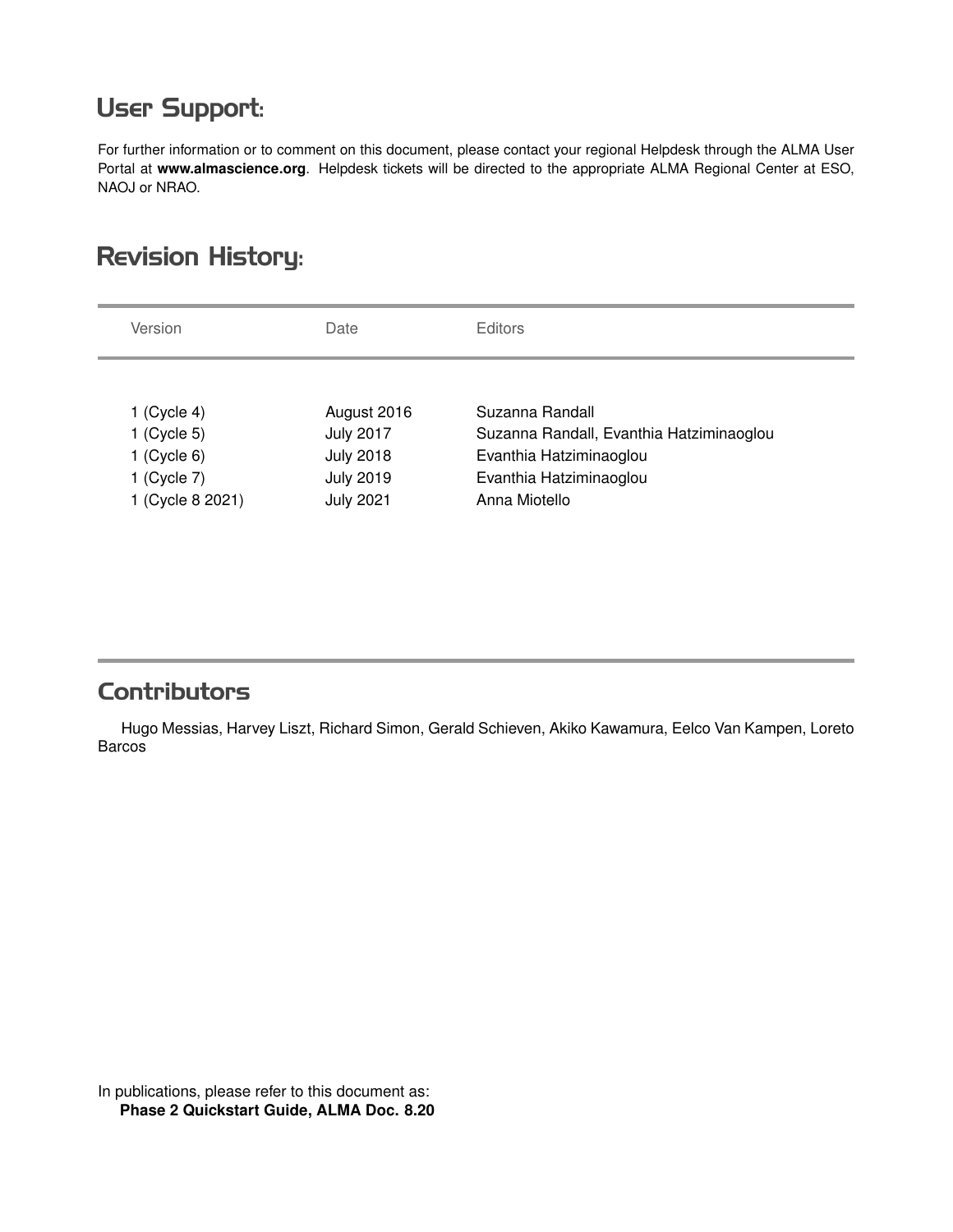## User Support:

For further information or to comment on this document, please contact your regional Helpdesk through the ALMA User Portal at **www.almascience.org**. Helpdesk tickets will be directed to the appropriate ALMA Regional Center at ESO, NAOJ or NRAO.

## Revision History:

| Version | Date | Editors |
|---|---|---|
| 1 (Cycle 4) | August 2016 | Suzanna Randall |
| 1 (Cycle 5) | July 2017 | Suzanna Randall, Evanthia Hatziminaoglou |
| 1 (Cycle 6) | July 2018 | Evanthia Hatziminaoglou |
| 1 (Cycle 7) | July 2019 | Evanthia Hatziminaoglou |
| 1 (Cycle 8 2021) | July 2021 | Anna Miotello |

## Contributors

Hugo Messias, Harvey Liszt, Richard Simon, Gerald Schieven, Akiko Kawamura, Eelco Van Kampen, Loreto Barcos

In publications, please refer to this document as:
**Phase 2 Quickstart Guide, ALMA Doc. 8.20**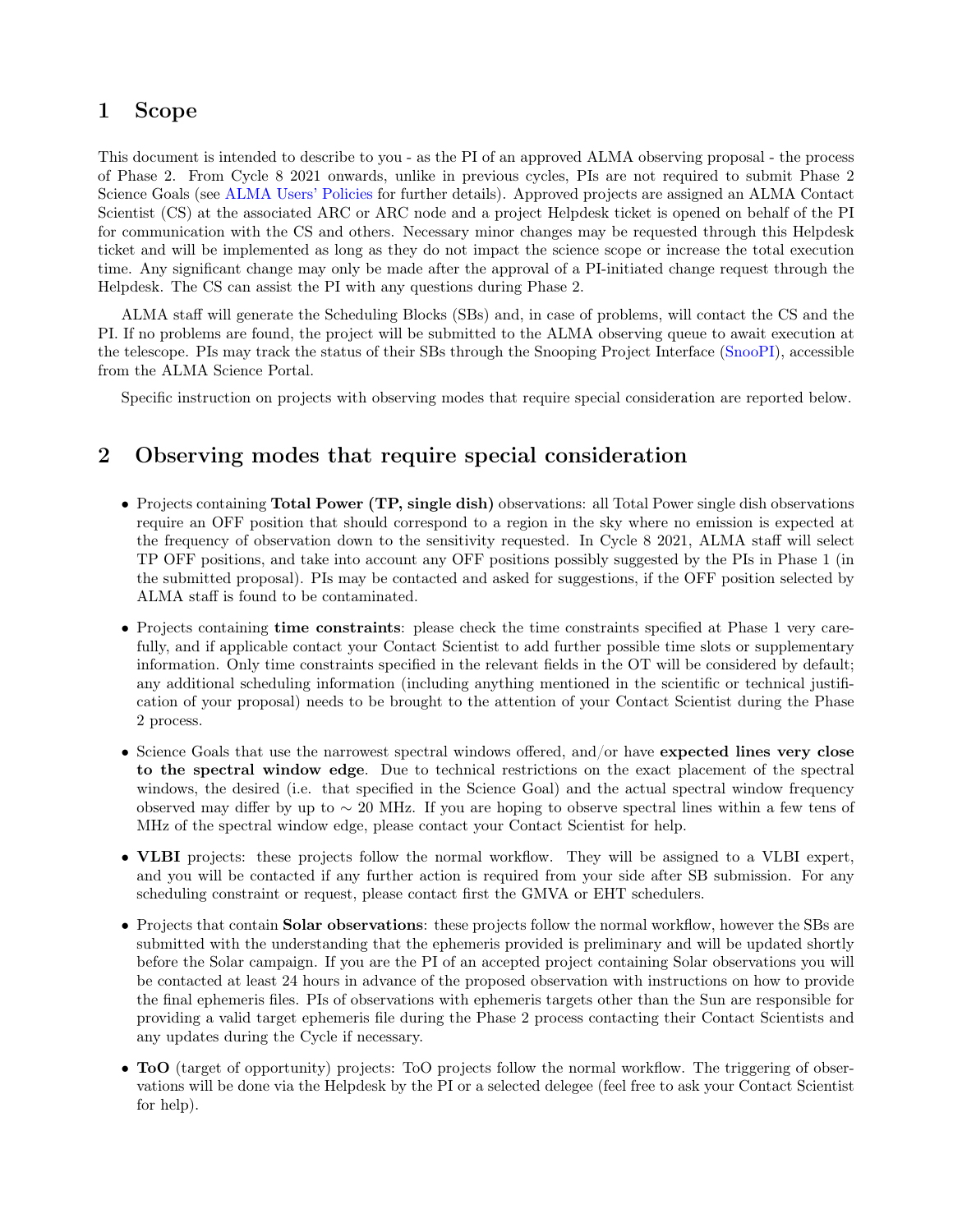# 1 Scope

This document is intended to describe to you - as the PI of an approved ALMA observing proposal - the process of Phase 2. From Cycle 8 2021 onwards, unlike in previous cycles, PIs are not required to submit Phase 2 Science Goals (see ALMA Users' Policies for further details). Approved projects are assigned an ALMA Contact Scientist (CS) at the associated ARC or ARC node and a project Helpdesk ticket is opened on behalf of the PI for communication with the CS and others. Necessary minor changes may be requested through this Helpdesk ticket and will be implemented as long as they do not impact the science scope or increase the total execution time. Any significant change may only be made after the approval of a PI-initiated change request through the Helpdesk. The CS can assist the PI with any questions during Phase 2.

ALMA staff will generate the Scheduling Blocks (SBs) and, in case of problems, will contact the CS and the PI. If no problems are found, the project will be submitted to the ALMA observing queue to await execution at the telescope. PIs may track the status of their SBs through the Snooping Project Interface (SnooPI), accessible from the ALMA Science Portal.

Specific instruction on projects with observing modes that require special consideration are reported below.

# 2 Observing modes that require special consideration

- Projects containing **Total Power (TP, single dish)** observations: all Total Power single dish observations require an OFF position that should correspond to a region in the sky where no emission is expected at the frequency of observation down to the sensitivity requested. In Cycle 8 2021, ALMA staff will select TP OFF positions, and take into account any OFF positions possibly suggested by the PIs in Phase 1 (in the submitted proposal). PIs may be contacted and asked for suggestions, if the OFF position selected by ALMA staff is found to be contaminated.
- Projects containing **time constraints**: please check the time constraints specified at Phase 1 very carefully, and if applicable contact your Contact Scientist to add further possible time slots or supplementary information. Only time constraints specified in the relevant fields in the OT will be considered by default; any additional scheduling information (including anything mentioned in the scientific or technical justification of your proposal) needs to be brought to the attention of your Contact Scientist during the Phase 2 process.
- Science Goals that use the narrowest spectral windows offered, and/or have **expected lines very close to the spectral window edge**. Due to technical restrictions on the exact placement of the spectral windows, the desired (i.e. that specified in the Science Goal) and the actual spectral window frequency observed may differ by up to $\sim$ 20 MHz. If you are hoping to observe spectral lines within a few tens of MHz of the spectral window edge, please contact your Contact Scientist for help.
- **VLBI** projects: these projects follow the normal workflow. They will be assigned to a VLBI expert, and you will be contacted if any further action is required from your side after SB submission. For any scheduling constraint or request, please contact first the GMVA or EHT schedulers.
- Projects that contain **Solar observations**: these projects follow the normal workflow, however the SBs are submitted with the understanding that the ephemeris provided is preliminary and will be updated shortly before the Solar campaign. If you are the PI of an accepted project containing Solar observations you will be contacted at least 24 hours in advance of the proposed observation with instructions on how to provide the final ephemeris files. PIs of observations with ephemeris targets other than the Sun are responsible for providing a valid target ephemeris file during the Phase 2 process contacting their Contact Scientists and any updates during the Cycle if necessary.
- **ToO** (target of opportunity) projects: ToO projects follow the normal workflow. The triggering of observations will be done via the Helpdesk by the PI or a selected delegee (feel free to ask your Contact Scientist for help).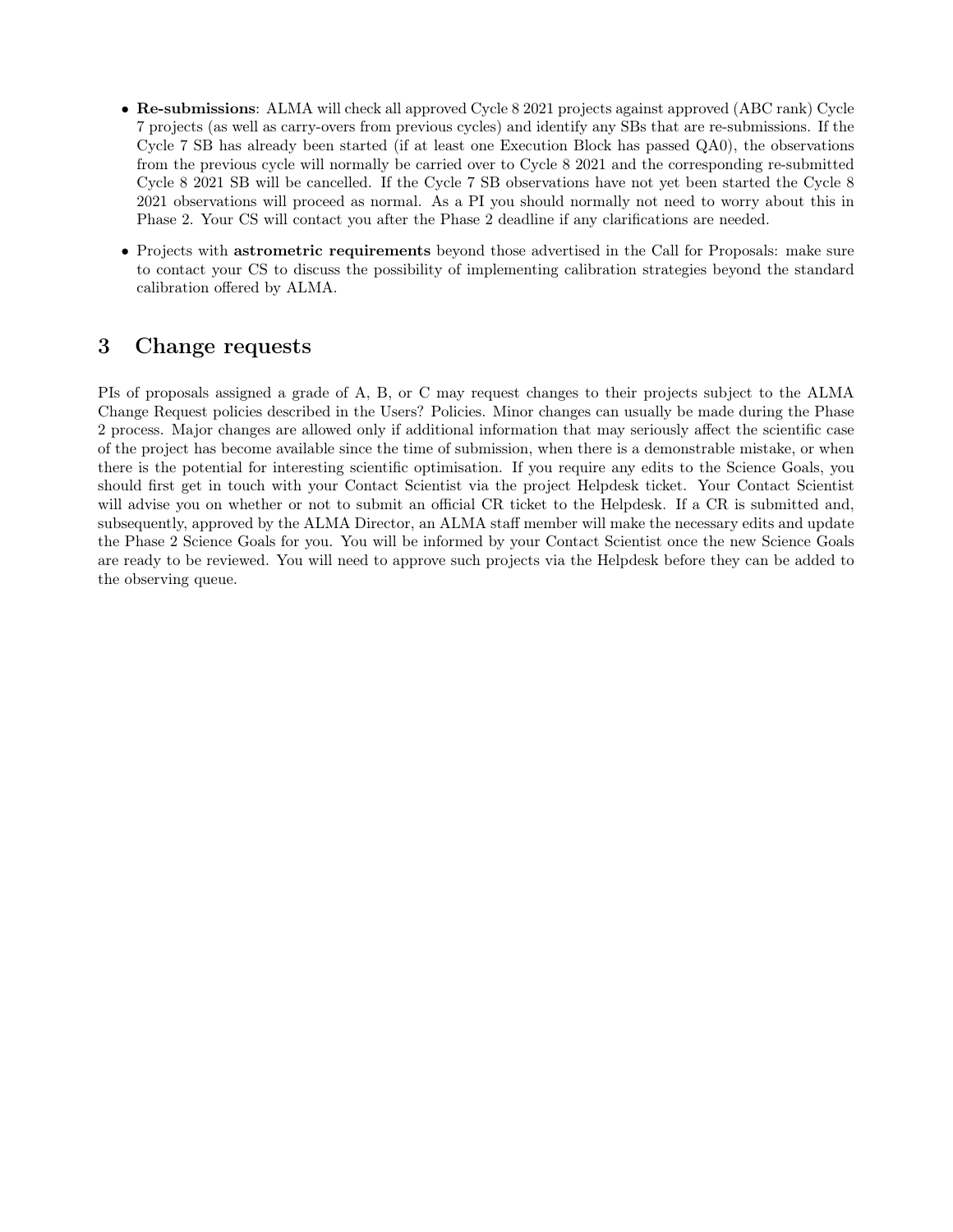- **Re-submissions**: ALMA will check all approved Cycle 8 2021 projects against approved (ABC rank) Cycle 7 projects (as well as carry-overs from previous cycles) and identify any SBs that are re-submissions. If the Cycle 7 SB has already been started (if at least one Execution Block has passed QA0), the observations from the previous cycle will normally be carried over to Cycle 8 2021 and the corresponding re-submitted Cycle 8 2021 SB will be cancelled. If the Cycle 7 SB observations have not yet been started the Cycle 8 2021 observations will proceed as normal. As a PI you should normally not need to worry about this in Phase 2. Your CS will contact you after the Phase 2 deadline if any clarifications are needed.
- Projects with **astrometric requirements** beyond those advertised in the Call for Proposals: make sure to contact your CS to discuss the possibility of implementing calibration strategies beyond the standard calibration offered by ALMA.

## 3 Change requests

PIs of proposals assigned a grade of A, B, or C may request changes to their projects subject to the ALMA Change Request policies described in the Users? Policies. Minor changes can usually be made during the Phase 2 process. Major changes are allowed only if additional information that may seriously affect the scientific case of the project has become available since the time of submission, when there is a demonstrable mistake, or when there is the potential for interesting scientific optimisation. If you require any edits to the Science Goals, you should first get in touch with your Contact Scientist via the project Helpdesk ticket. Your Contact Scientist will advise you on whether or not to submit an official CR ticket to the Helpdesk. If a CR is submitted and, subsequently, approved by the ALMA Director, an ALMA staff member will make the necessary edits and update the Phase 2 Science Goals for you. You will be informed by your Contact Scientist once the new Science Goals are ready to be reviewed. You will need to approve such projects via the Helpdesk before they can be added to the observing queue.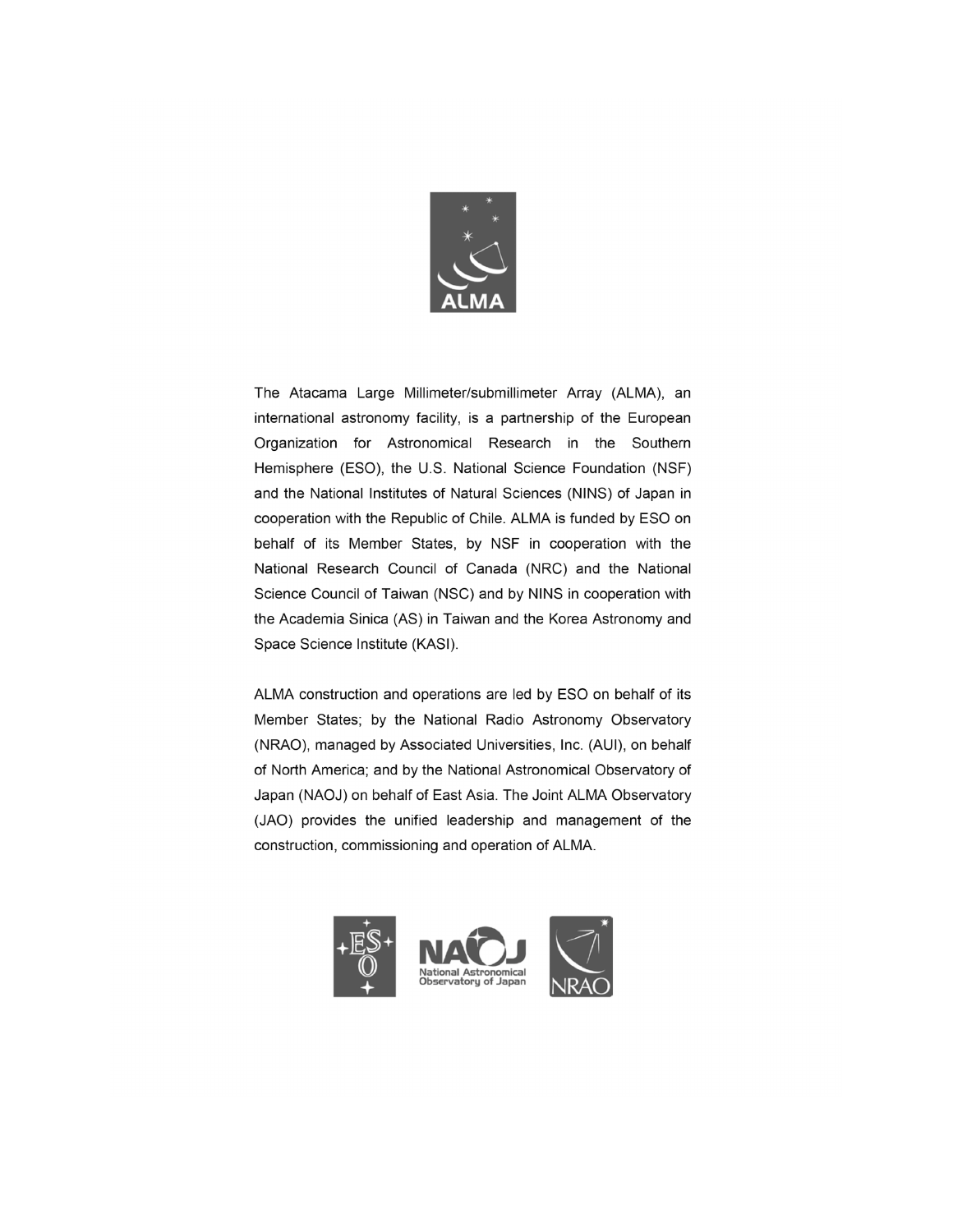The Atacama Large Millimeter/submillimeter Array (ALMA), an international astronomy facility, is a partnership of the European Organization for Astronomical Research in the Southern Hemisphere (ESO), the U.S. National Science Foundation (NSF) and the National Institutes of Natural Sciences (NINS) of Japan in cooperation with the Republic of Chile. ALMA is funded by ESO on behalf of its Member States, by NSF in cooperation with the National Research Council of Canada (NRC) and the National Science Council of Taiwan (NSC) and by NINS in cooperation with the Academia Sinica (AS) in Taiwan and the Korea Astronomy and Space Science Institute (KASI).

ALMA construction and operations are led by ESO on behalf of its Member States; by the National Radio Astronomy Observatory (NRAO), managed by Associated Universities, Inc. (AUI), on behalf of North America; and by the National Astronomical Observatory of Japan (NAOJ) on behalf of East Asia. The Joint ALMA Observatory (JAO) provides the unified leadership and management of the construction, commissioning and operation of ALMA.